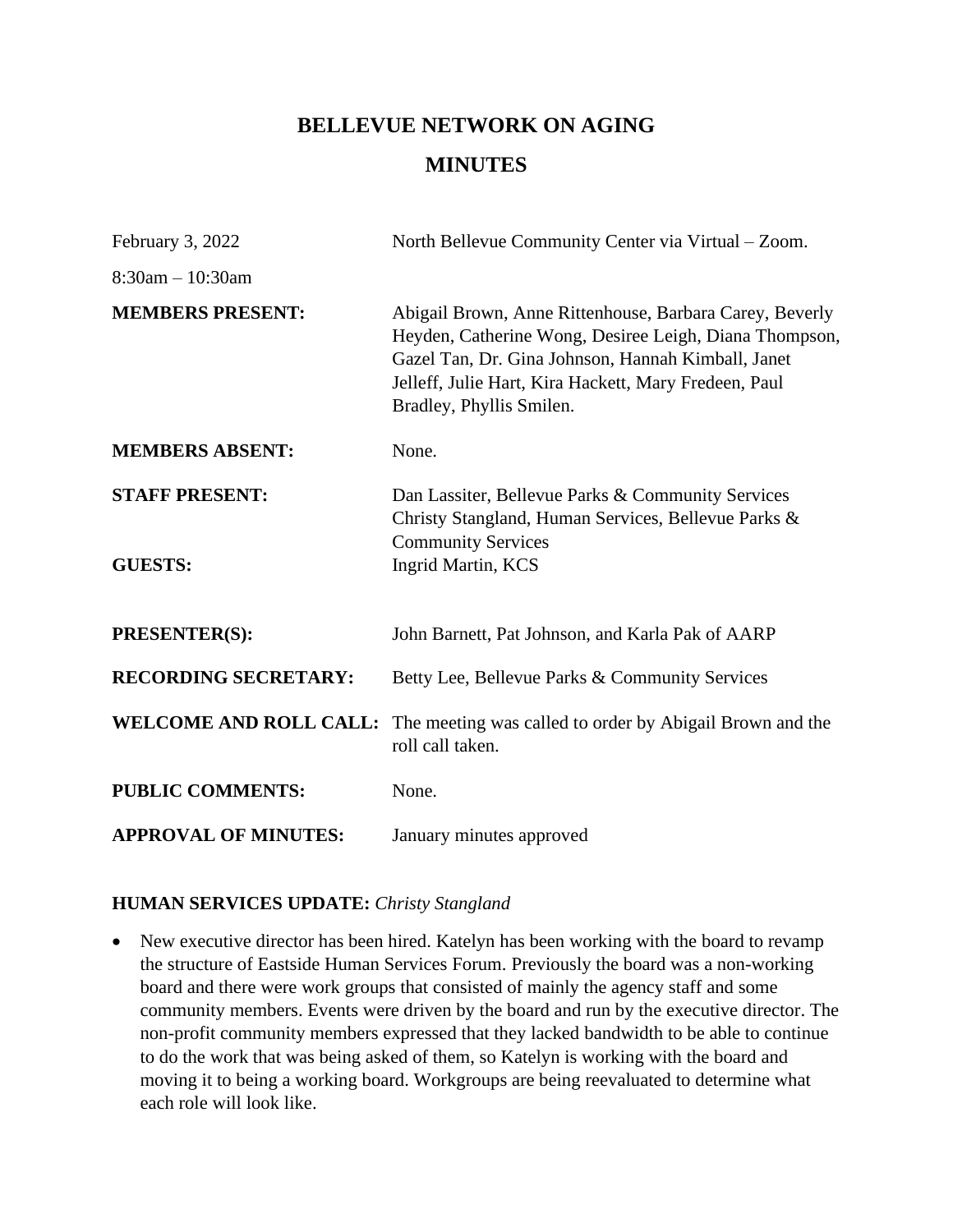# BELLEVUE NETWORK ON AGING

## MINUTES

| | |
|---|---|
| February 3, 2022 | North Bellevue Community Center via Virtual – Zoom. |
| 8:30am – 10:30am | |
| **MEMBERS PRESENT:** | Abigail Brown, Anne Rittenhouse, Barbara Carey, Beverly Heyden, Catherine Wong, Desiree Leigh, Diana Thompson, Gazel Tan, Dr. Gina Johnson, Hannah Kimball, Janet Jelleff, Julie Hart, Kira Hackett, Mary Fredeen, Paul Bradley, Phyllis Smilen. |
| **MEMBERS ABSENT:** | None. |
| **STAFF PRESENT:** | Dan Lassiter, Bellevue Parks & Community Services<br>Christy Stangland, Human Services, Bellevue Parks & Community Services |
| **GUESTS:** | Ingrid Martin, KCS |
| **PRESENTER(S):** | John Barnett, Pat Johnson, and Karla Pak of AARP |
| **RECORDING SECRETARY:** | Betty Lee, Bellevue Parks & Community Services |
| **WELCOME AND ROLL CALL:** | The meeting was called to order by Abigail Brown and the roll call taken. |
| **PUBLIC COMMENTS:** | None. |
| **APPROVAL OF MINUTES:** | January minutes approved |

**HUMAN SERVICES UPDATE:** *Christy Stangland*

- New executive director has been hired. Katelyn has been working with the board to revamp the structure of Eastside Human Services Forum. Previously the board was a non-working board and there were work groups that consisted of mainly the agency staff and some community members. Events were driven by the board and run by the executive director. The non-profit community members expressed that they lacked bandwidth to be able to continue to do the work that was being asked of them, so Katelyn is working with the board and moving it to being a working board. Workgroups are being reevaluated to determine what each role will look like.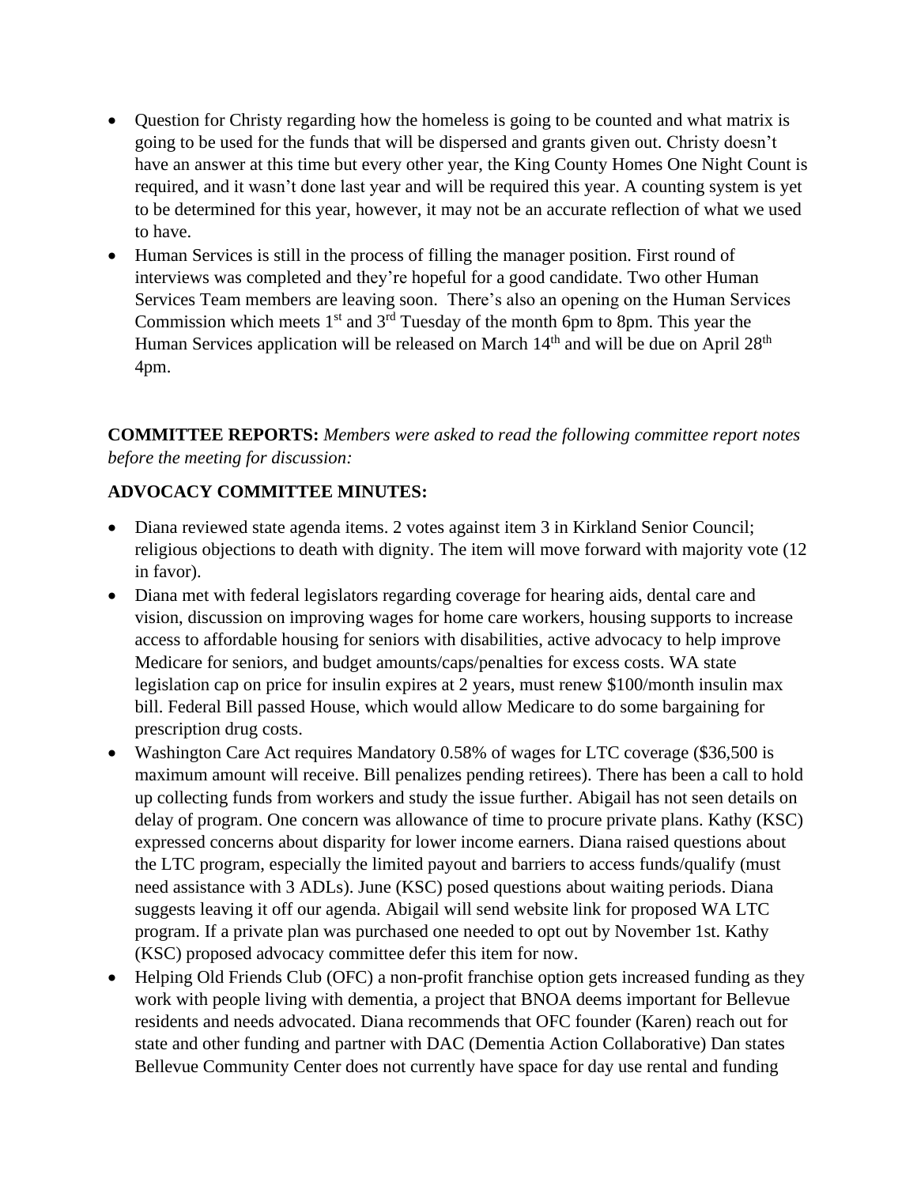- Question for Christy regarding how the homeless is going to be counted and what matrix is going to be used for the funds that will be dispersed and grants given out. Christy doesn't have an answer at this time but every other year, the King County Homes One Night Count is required, and it wasn't done last year and will be required this year. A counting system is yet to be determined for this year, however, it may not be an accurate reflection of what we used to have.
- Human Services is still in the process of filling the manager position. First round of interviews was completed and they're hopeful for a good candidate. Two other Human Services Team members are leaving soon. There's also an opening on the Human Services Commission which meets 1st and 3rd Tuesday of the month 6pm to 8pm. This year the Human Services application will be released on March 14th and will be due on April 28th 4pm.

**COMMITTEE REPORTS:** *Members were asked to read the following committee report notes before the meeting for discussion:*

**ADVOCACY COMMITTEE MINUTES:**

- Diana reviewed state agenda items. 2 votes against item 3 in Kirkland Senior Council; religious objections to death with dignity. The item will move forward with majority vote (12 in favor).
- Diana met with federal legislators regarding coverage for hearing aids, dental care and vision, discussion on improving wages for home care workers, housing supports to increase access to affordable housing for seniors with disabilities, active advocacy to help improve Medicare for seniors, and budget amounts/caps/penalties for excess costs. WA state legislation cap on price for insulin expires at 2 years, must renew $100/month insulin max bill. Federal Bill passed House, which would allow Medicare to do some bargaining for prescription drug costs.
- Washington Care Act requires Mandatory 0.58% of wages for LTC coverage ($36,500 is maximum amount will receive. Bill penalizes pending retirees). There has been a call to hold up collecting funds from workers and study the issue further. Abigail has not seen details on delay of program. One concern was allowance of time to procure private plans. Kathy (KSC) expressed concerns about disparity for lower income earners. Diana raised questions about the LTC program, especially the limited payout and barriers to access funds/qualify (must need assistance with 3 ADLs). June (KSC) posed questions about waiting periods. Diana suggests leaving it off our agenda. Abigail will send website link for proposed WA LTC program. If a private plan was purchased one needed to opt out by November 1st. Kathy (KSC) proposed advocacy committee defer this item for now.
- Helping Old Friends Club (OFC) a non-profit franchise option gets increased funding as they work with people living with dementia, a project that BNOA deems important for Bellevue residents and needs advocated. Diana recommends that OFC founder (Karen) reach out for state and other funding and partner with DAC (Dementia Action Collaborative) Dan states Bellevue Community Center does not currently have space for day use rental and funding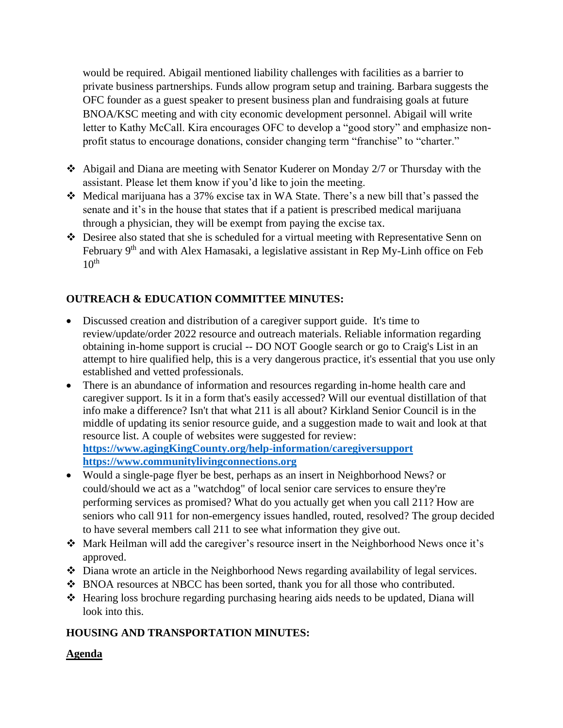would be required. Abigail mentioned liability challenges with facilities as a barrier to private business partnerships. Funds allow program setup and training. Barbara suggests the OFC founder as a guest speaker to present business plan and fundraising goals at future BNOA/KSC meeting and with city economic development personnel. Abigail will write letter to Kathy McCall. Kira encourages OFC to develop a "good story" and emphasize non-profit status to encourage donations, consider changing term "franchise" to "charter."

- ❖ Abigail and Diana are meeting with Senator Kuderer on Monday 2/7 or Thursday with the assistant. Please let them know if you'd like to join the meeting.
- ❖ Medical marijuana has a 37% excise tax in WA State. There's a new bill that's passed the senate and it's in the house that states that if a patient is prescribed medical marijuana through a physician, they will be exempt from paying the excise tax.
- ❖ Desiree also stated that she is scheduled for a virtual meeting with Representative Senn on February 9th and with Alex Hamasaki, a legislative assistant in Rep My-Linh office on Feb 10th

**OUTREACH & EDUCATION COMMITTEE MINUTES:**

- Discussed creation and distribution of a caregiver support guide. It's time to review/update/order 2022 resource and outreach materials. Reliable information regarding obtaining in-home support is crucial -- DO NOT Google search or go to Craig's List in an attempt to hire qualified help, this is a very dangerous practice, it's essential that you use only established and vetted professionals.
- There is an abundance of information and resources regarding in-home health care and caregiver support. Is it in a form that's easily accessed? Will our eventual distillation of that info make a difference? Isn't that what 211 is all about? Kirkland Senior Council is in the middle of updating its senior resource guide, and a suggestion made to wait and look at that resource list. A couple of websites were suggested for review: **https://www.agingKingCounty.org/help-information/caregiversupport** **https://www.communitylivingconnections.org**
- Would a single-page flyer be best, perhaps as an insert in Neighborhood News? or could/should we act as a "watchdog" of local senior care services to ensure they're performing services as promised? What do you actually get when you call 211? How are seniors who call 911 for non-emergency issues handled, routed, resolved? The group decided to have several members call 211 to see what information they give out.
- ❖ Mark Heilman will add the caregiver's resource insert in the Neighborhood News once it's approved.
- ❖ Diana wrote an article in the Neighborhood News regarding availability of legal services.
- ❖ BNOA resources at NBCC has been sorted, thank you for all those who contributed.
- ❖ Hearing loss brochure regarding purchasing hearing aids needs to be updated, Diana will look into this.

**HOUSING AND TRANSPORTATION MINUTES:**

**Agenda**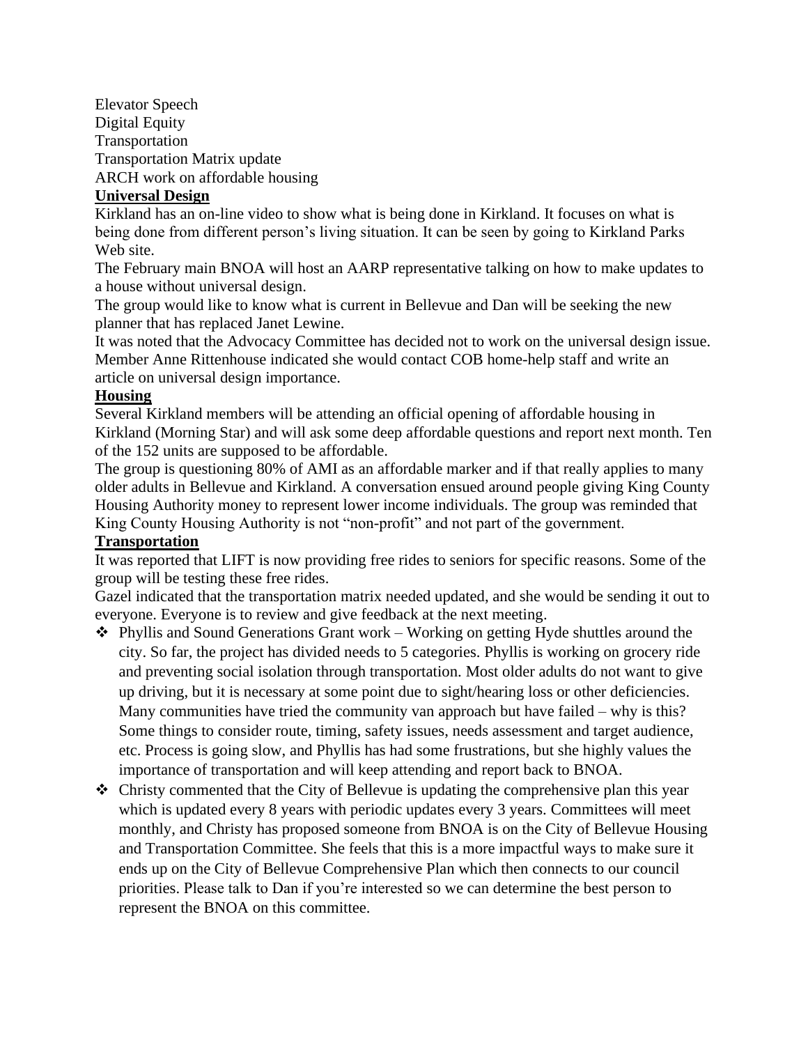Elevator Speech
Digital Equity
Transportation
Transportation Matrix update
ARCH work on affordable housing

**Universal Design**

Kirkland has an on-line video to show what is being done in Kirkland. It focuses on what is being done from different person's living situation. It can be seen by going to Kirkland Parks Web site.

The February main BNOA will host an AARP representative talking on how to make updates to a house without universal design.

The group would like to know what is current in Bellevue and Dan will be seeking the new planner that has replaced Janet Lewine.

It was noted that the Advocacy Committee has decided not to work on the universal design issue. Member Anne Rittenhouse indicated she would contact COB home-help staff and write an article on universal design importance.

**Housing**

Several Kirkland members will be attending an official opening of affordable housing in Kirkland (Morning Star) and will ask some deep affordable questions and report next month. Ten of the 152 units are supposed to be affordable.

The group is questioning 80% of AMI as an affordable marker and if that really applies to many older adults in Bellevue and Kirkland. A conversation ensued around people giving King County Housing Authority money to represent lower income individuals. The group was reminded that King County Housing Authority is not "non-profit" and not part of the government.

**Transportation**

It was reported that LIFT is now providing free rides to seniors for specific reasons. Some of the group will be testing these free rides.

Gazel indicated that the transportation matrix needed updated, and she would be sending it out to everyone. Everyone is to review and give feedback at the next meeting.

- Phyllis and Sound Generations Grant work – Working on getting Hyde shuttles around the city. So far, the project has divided needs to 5 categories. Phyllis is working on grocery ride and preventing social isolation through transportation. Most older adults do not want to give up driving, but it is necessary at some point due to sight/hearing loss or other deficiencies. Many communities have tried the community van approach but have failed – why is this? Some things to consider route, timing, safety issues, needs assessment and target audience, etc. Process is going slow, and Phyllis has had some frustrations, but she highly values the importance of transportation and will keep attending and report back to BNOA.
- Christy commented that the City of Bellevue is updating the comprehensive plan this year which is updated every 8 years with periodic updates every 3 years. Committees will meet monthly, and Christy has proposed someone from BNOA is on the City of Bellevue Housing and Transportation Committee. She feels that this is a more impactful ways to make sure it ends up on the City of Bellevue Comprehensive Plan which then connects to our council priorities. Please talk to Dan if you're interested so we can determine the best person to represent the BNOA on this committee.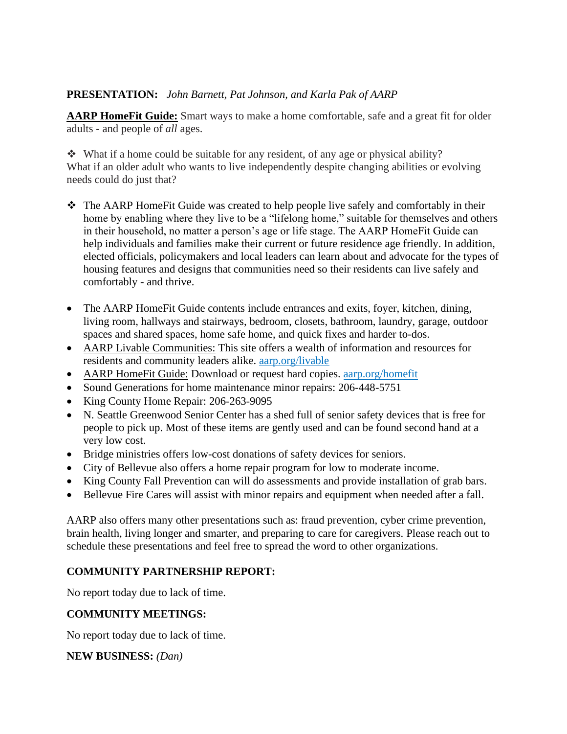**PRESENTATION:** *John Barnett, Pat Johnson, and Karla Pak of AARP*

**<u>AARP HomeFit Guide:</u>** Smart ways to make a home comfortable, safe and a great fit for older adults - and people of *all* ages.

❖ What if a home could be suitable for any resident, of any age or physical ability? What if an older adult who wants to live independently despite changing abilities or evolving needs could do just that?

❖ The AARP HomeFit Guide was created to help people live safely and comfortably in their home by enabling where they live to be a "lifelong home," suitable for themselves and others in their household, no matter a person's age or life stage. The AARP HomeFit Guide can help individuals and families make their current or future residence age friendly. In addition, elected officials, policymakers and local leaders can learn about and advocate for the types of housing features and designs that communities need so their residents can live safely and comfortably - and thrive.

- The AARP HomeFit Guide contents include entrances and exits, foyer, kitchen, dining, living room, hallways and stairways, bedroom, closets, bathroom, laundry, garage, outdoor spaces and shared spaces, home safe home, and quick fixes and harder to-dos.
- <u>AARP Livable Communities:</u> This site offers a wealth of information and resources for residents and community leaders alike. [aarp.org/livable](aarp.org/livable)
- <u>AARP HomeFit Guide:</u> Download or request hard copies. [aarp.org/homefit](aarp.org/homefit)
- Sound Generations for home maintenance minor repairs: 206-448-5751
- King County Home Repair: 206-263-9095
- N. Seattle Greenwood Senior Center has a shed full of senior safety devices that is free for people to pick up. Most of these items are gently used and can be found second hand at a very low cost.
- Bridge ministries offers low-cost donations of safety devices for seniors.
- City of Bellevue also offers a home repair program for low to moderate income.
- King County Fall Prevention can will do assessments and provide installation of grab bars.
- Bellevue Fire Cares will assist with minor repairs and equipment when needed after a fall.

AARP also offers many other presentations such as: fraud prevention, cyber crime prevention, brain health, living longer and smarter, and preparing to care for caregivers. Please reach out to schedule these presentations and feel free to spread the word to other organizations.

**COMMUNITY PARTNERSHIP REPORT:**

No report today due to lack of time.

**COMMUNITY MEETINGS:**

No report today due to lack of time.

**NEW BUSINESS:** *(Dan)*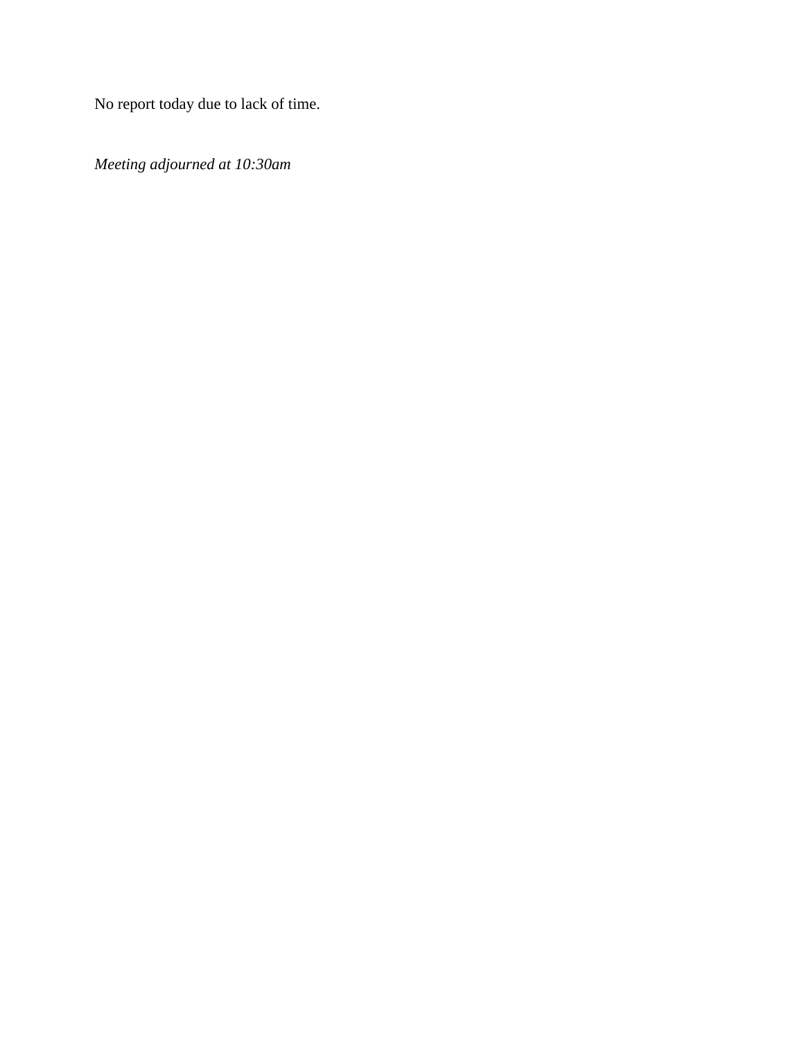No report today due to lack of time.

*Meeting adjourned at 10:30am*